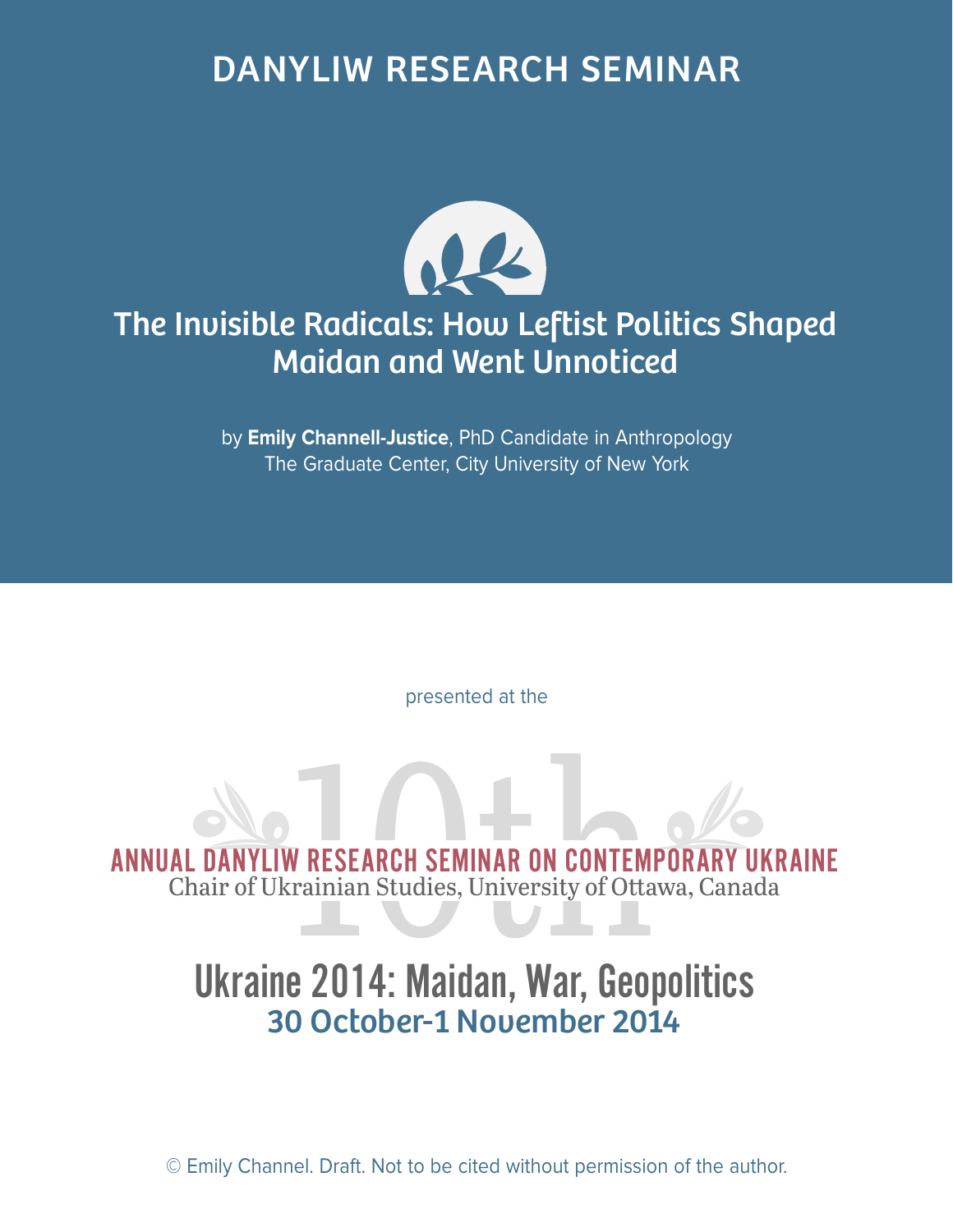# DANYLIW RESEARCH SEMINAR

## The Invisible Radicals: How Leftist Politics Shaped Maidan and Went Unnoticed

by **Emily Channell-Justice**, PhD Candidate in Anthropology
The Graduate Center, City University of New York

presented at the

10th

ANNUAL DANYLIW RESEARCH SEMINAR ON CONTEMPORARY UKRAINE
Chair of Ukrainian Studies, University of Ottawa, Canada

Ukraine 2014: Maidan, War, Geopolitics
30 October-1 November 2014

© Emily Channel. Draft. Not to be cited without permission of the author.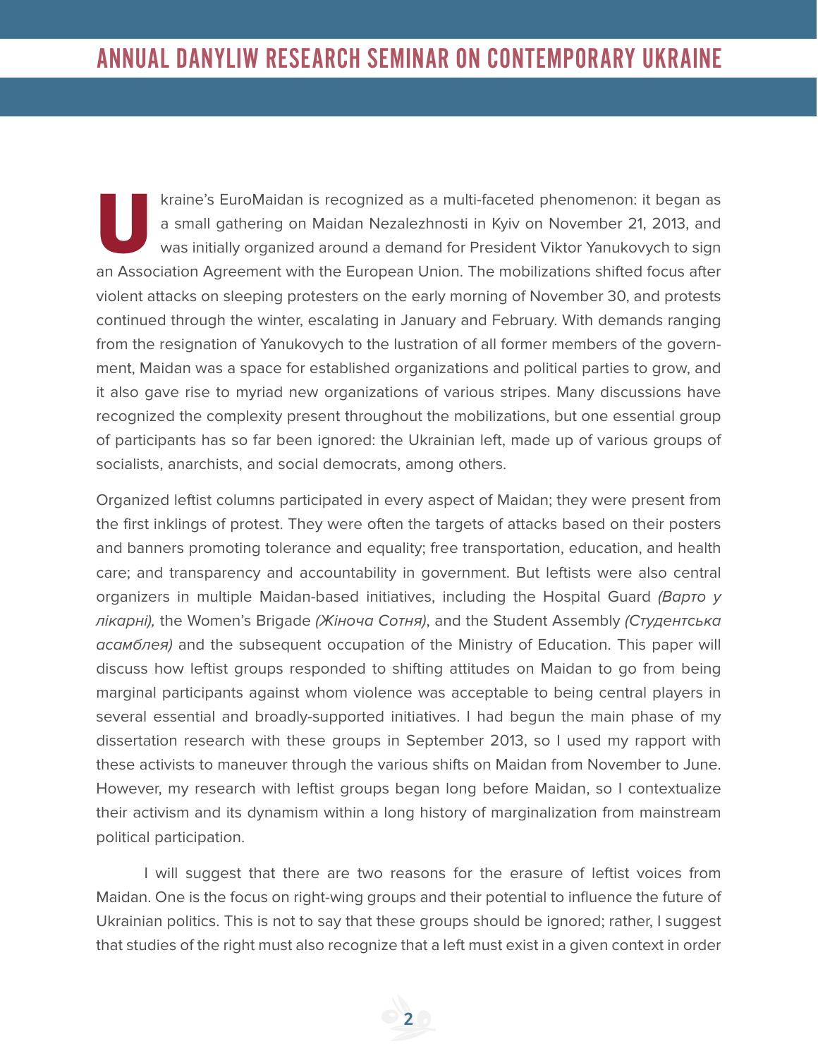Ukraine's EuroMaidan is recognized as a multi-faceted phenomenon: it began as a small gathering on Maidan Nezalezhnosti in Kyiv on November 21, 2013, and was initially organized around a demand for President Viktor Yanukovych to sign an Association Agreement with the European Union. The mobilizations shifted focus after violent attacks on sleeping protesters on the early morning of November 30, and protests continued through the winter, escalating in January and February. With demands ranging from the resignation of Yanukovych to the lustration of all former members of the government, Maidan was a space for established organizations and political parties to grow, and it also gave rise to myriad new organizations of various stripes. Many discussions have recognized the complexity present throughout the mobilizations, but one essential group of participants has so far been ignored: the Ukrainian left, made up of various groups of socialists, anarchists, and social democrats, among others.

Organized leftist columns participated in every aspect of Maidan; they were present from the first inklings of protest. They were often the targets of attacks based on their posters and banners promoting tolerance and equality; free transportation, education, and health care; and transparency and accountability in government. But leftists were also central organizers in multiple Maidan-based initiatives, including the Hospital Guard *(Варто у лікарні),* the Women's Brigade *(Жіноча Сотня)*, and the Student Assembly *(Студентська асамблея)* and the subsequent occupation of the Ministry of Education. This paper will discuss how leftist groups responded to shifting attitudes on Maidan to go from being marginal participants against whom violence was acceptable to being central players in several essential and broadly-supported initiatives. I had begun the main phase of my dissertation research with these groups in September 2013, so I used my rapport with these activists to maneuver through the various shifts on Maidan from November to June. However, my research with leftist groups began long before Maidan, so I contextualize their activism and its dynamism within a long history of marginalization from mainstream political participation.

I will suggest that there are two reasons for the erasure of leftist voices from Maidan. One is the focus on right-wing groups and their potential to influence the future of Ukrainian politics. This is not to say that these groups should be ignored; rather, I suggest that studies of the right must also recognize that a left must exist in a given context in order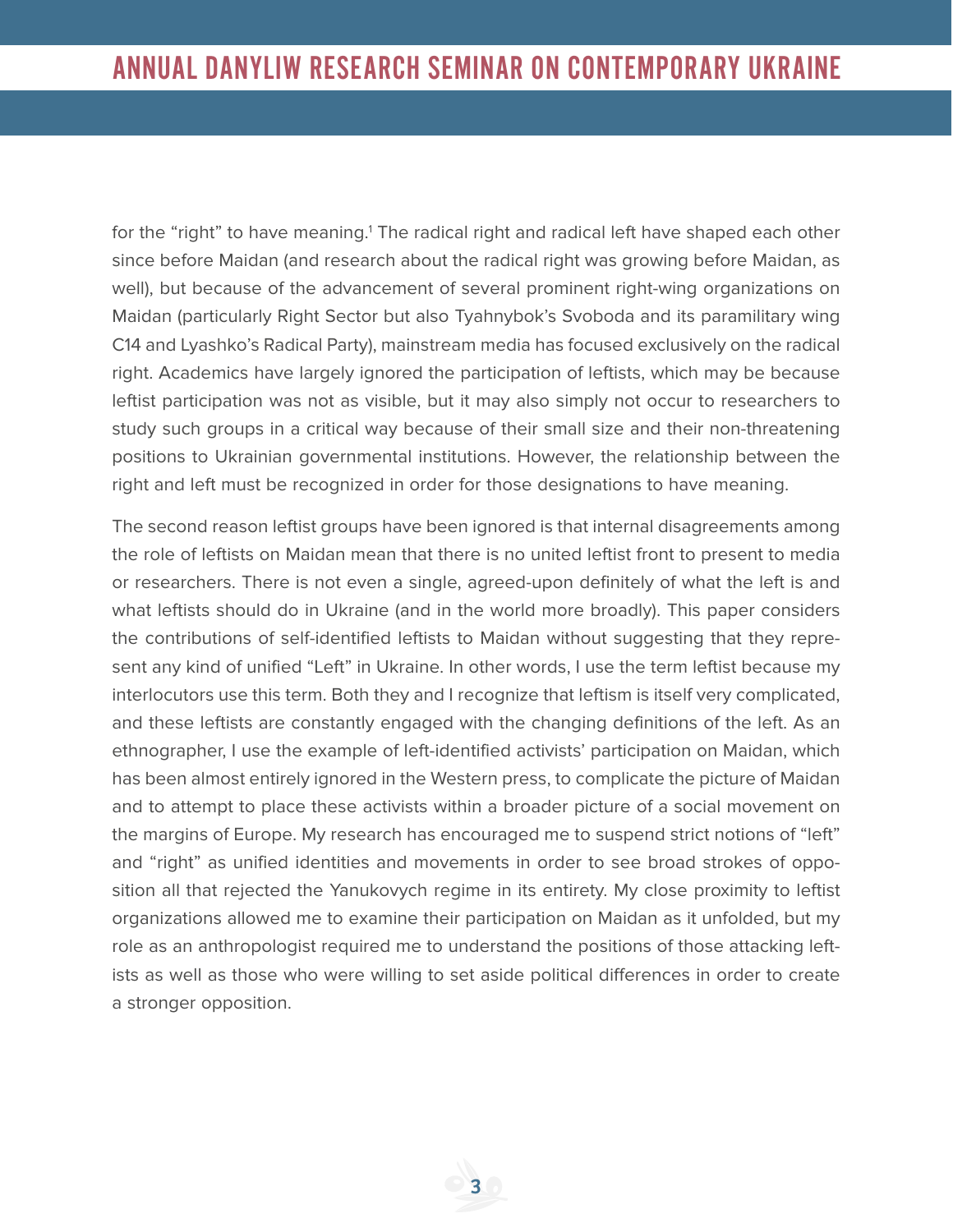for the “right” to have meaning.[1] The radical right and radical left have shaped each other since before Maidan (and research about the radical right was growing before Maidan, as well), but because of the advancement of several prominent right-wing organizations on Maidan (particularly Right Sector but also Tyahnybok’s Svoboda and its paramilitary wing C14 and Lyashko’s Radical Party), mainstream media has focused exclusively on the radical right. Academics have largely ignored the participation of leftists, which may be because leftist participation was not as visible, but it may also simply not occur to researchers to study such groups in a critical way because of their small size and their non-threatening positions to Ukrainian governmental institutions. However, the relationship between the right and left must be recognized in order for those designations to have meaning.

The second reason leftist groups have been ignored is that internal disagreements among the role of leftists on Maidan mean that there is no united leftist front to present to media or researchers. There is not even a single, agreed-upon definitely of what the left is and what leftists should do in Ukraine (and in the world more broadly). This paper considers the contributions of self-identified leftists to Maidan without suggesting that they represent any kind of unified “Left” in Ukraine. In other words, I use the term leftist because my interlocutors use this term. Both they and I recognize that leftism is itself very complicated, and these leftists are constantly engaged with the changing definitions of the left. As an ethnographer, I use the example of left-identified activists’ participation on Maidan, which has been almost entirely ignored in the Western press, to complicate the picture of Maidan and to attempt to place these activists within a broader picture of a social movement on the margins of Europe. My research has encouraged me to suspend strict notions of “left” and “right” as unified identities and movements in order to see broad strokes of opposition all that rejected the Yanukovych regime in its entirety. My close proximity to leftist organizations allowed me to examine their participation on Maidan as it unfolded, but my role as an anthropologist required me to understand the positions of those attacking leftists as well as those who were willing to set aside political differences in order to create a stronger opposition.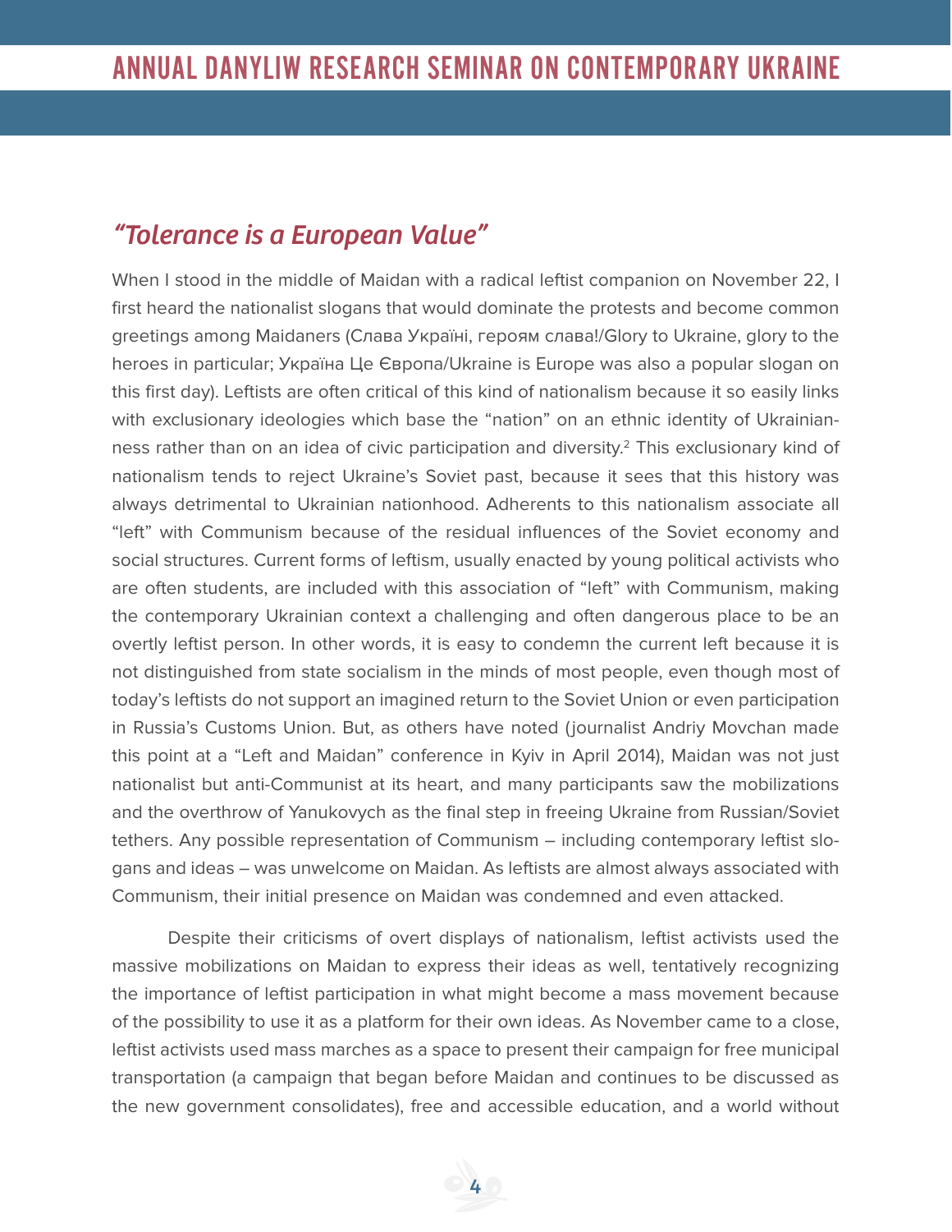## *"Tolerance is a European Value"*

When I stood in the middle of Maidan with a radical leftist companion on November 22, I first heard the nationalist slogans that would dominate the protests and become common greetings among Maidaners (Слава Україні, героям слава!/Glory to Ukraine, glory to the heroes in particular; Україна Це Європа/Ukraine is Europe was also a popular slogan on this first day). Leftists are often critical of this kind of nationalism because it so easily links with exclusionary ideologies which base the "nation" on an ethnic identity of Ukrainianness rather than on an idea of civic participation and diversity.[2] This exclusionary kind of nationalism tends to reject Ukraine's Soviet past, because it sees that this history was always detrimental to Ukrainian nationhood. Adherents to this nationalism associate all "left" with Communism because of the residual influences of the Soviet economy and social structures. Current forms of leftism, usually enacted by young political activists who are often students, are included with this association of "left" with Communism, making the contemporary Ukrainian context a challenging and often dangerous place to be an overtly leftist person. In other words, it is easy to condemn the current left because it is not distinguished from state socialism in the minds of most people, even though most of today's leftists do not support an imagined return to the Soviet Union or even participation in Russia's Customs Union. But, as others have noted (journalist Andriy Movchan made this point at a "Left and Maidan" conference in Kyiv in April 2014), Maidan was not just nationalist but anti-Communist at its heart, and many participants saw the mobilizations and the overthrow of Yanukovych as the final step in freeing Ukraine from Russian/Soviet tethers. Any possible representation of Communism – including contemporary leftist slogans and ideas – was unwelcome on Maidan. As leftists are almost always associated with Communism, their initial presence on Maidan was condemned and even attacked.

Despite their criticisms of overt displays of nationalism, leftist activists used the massive mobilizations on Maidan to express their ideas as well, tentatively recognizing the importance of leftist participation in what might become a mass movement because of the possibility to use it as a platform for their own ideas. As November came to a close, leftist activists used mass marches as a space to present their campaign for free municipal transportation (a campaign that began before Maidan and continues to be discussed as the new government consolidates), free and accessible education, and a world without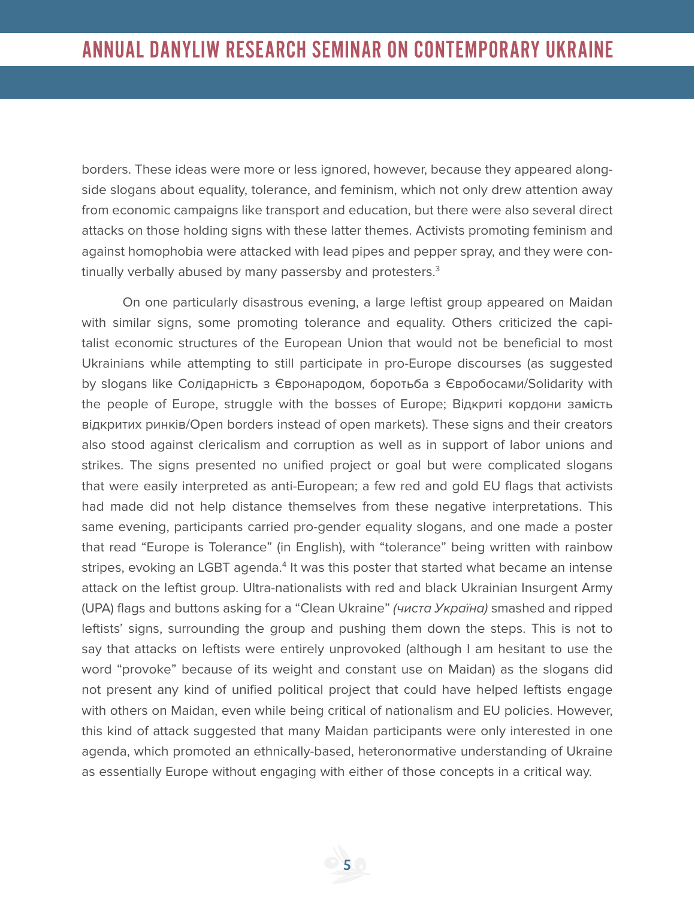borders. These ideas were more or less ignored, however, because they appeared alongside slogans about equality, tolerance, and feminism, which not only drew attention away from economic campaigns like transport and education, but there were also several direct attacks on those holding signs with these latter themes. Activists promoting feminism and against homophobia were attacked with lead pipes and pepper spray, and they were continually verbally abused by many passersby and protesters.[3]

On one particularly disastrous evening, a large leftist group appeared on Maidan with similar signs, some promoting tolerance and equality. Others criticized the capitalist economic structures of the European Union that would not be beneficial to most Ukrainians while attempting to still participate in pro-Europe discourses (as suggested by slogans like Солідарність з Євронародом, боротьба з Євробосами/Solidarity with the people of Europe, struggle with the bosses of Europe; Відкриті кордони замість відкритих ринків/Open borders instead of open markets). These signs and their creators also stood against clericalism and corruption as well as in support of labor unions and strikes. The signs presented no unified project or goal but were complicated slogans that were easily interpreted as anti-European; a few red and gold EU flags that activists had made did not help distance themselves from these negative interpretations. This same evening, participants carried pro-gender equality slogans, and one made a poster that read "Europe is Tolerance" (in English), with "tolerance" being written with rainbow stripes, evoking an LGBT agenda.[4] It was this poster that started what became an intense attack on the leftist group. Ultra-nationalists with red and black Ukrainian Insurgent Army (UPA) flags and buttons asking for a "Clean Ukraine" *(чиста Україна)* smashed and ripped leftists' signs, surrounding the group and pushing them down the steps. This is not to say that attacks on leftists were entirely unprovoked (although I am hesitant to use the word "provoke" because of its weight and constant use on Maidan) as the slogans did not present any kind of unified political project that could have helped leftists engage with others on Maidan, even while being critical of nationalism and EU policies. However, this kind of attack suggested that many Maidan participants were only interested in one agenda, which promoted an ethnically-based, heteronormative understanding of Ukraine as essentially Europe without engaging with either of those concepts in a critical way.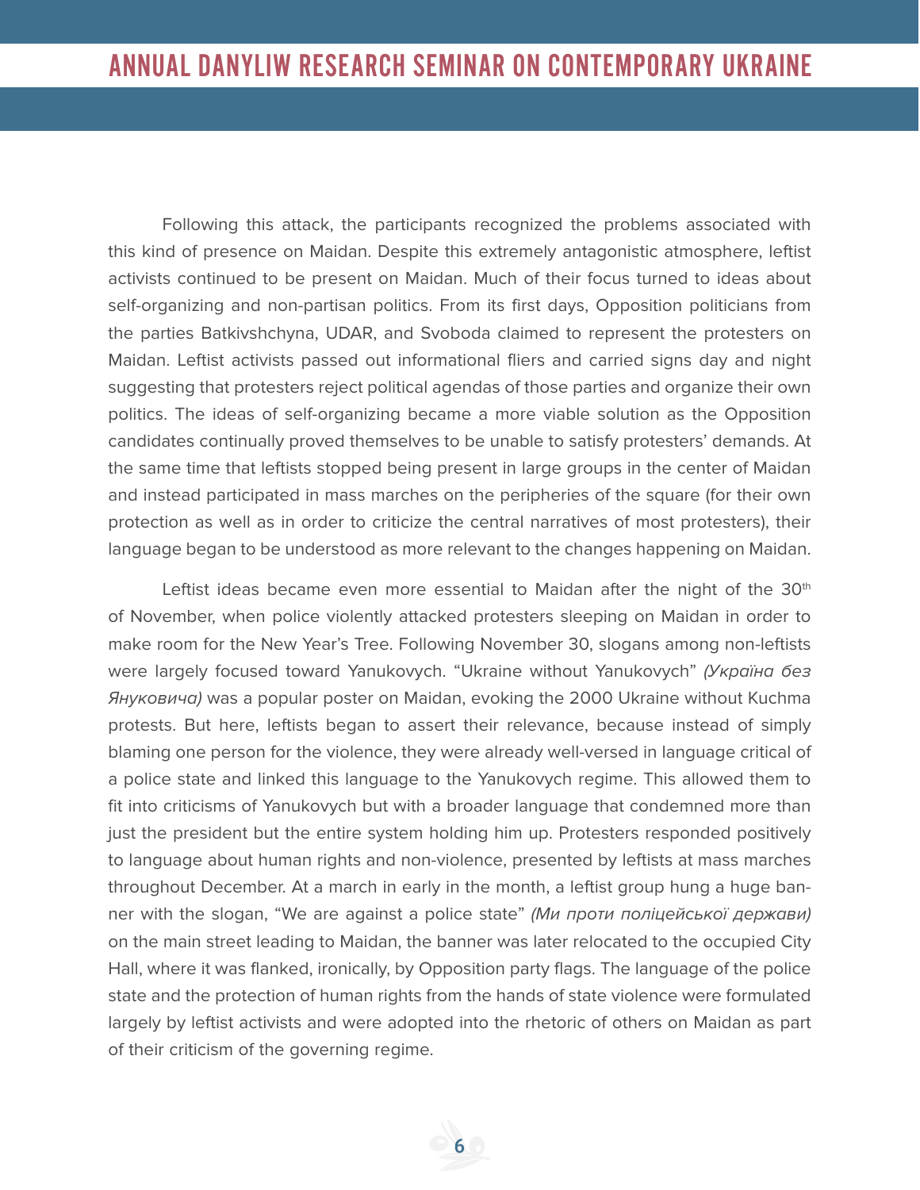Following this attack, the participants recognized the problems associated with this kind of presence on Maidan. Despite this extremely antagonistic atmosphere, leftist activists continued to be present on Maidan. Much of their focus turned to ideas about self-organizing and non-partisan politics. From its first days, Opposition politicians from the parties Batkivshchyna, UDAR, and Svoboda claimed to represent the protesters on Maidan. Leftist activists passed out informational fliers and carried signs day and night suggesting that protesters reject political agendas of those parties and organize their own politics. The ideas of self-organizing became a more viable solution as the Opposition candidates continually proved themselves to be unable to satisfy protesters' demands. At the same time that leftists stopped being present in large groups in the center of Maidan and instead participated in mass marches on the peripheries of the square (for their own protection as well as in order to criticize the central narratives of most protesters), their language began to be understood as more relevant to the changes happening on Maidan.

Leftist ideas became even more essential to Maidan after the night of the 30th of November, when police violently attacked protesters sleeping on Maidan in order to make room for the New Year's Tree. Following November 30, slogans among non-leftists were largely focused toward Yanukovych. "Ukraine without Yanukovych" *(Україна без Януковича)* was a popular poster on Maidan, evoking the 2000 Ukraine without Kuchma protests. But here, leftists began to assert their relevance, because instead of simply blaming one person for the violence, they were already well-versed in language critical of a police state and linked this language to the Yanukovych regime. This allowed them to fit into criticisms of Yanukovych but with a broader language that condemned more than just the president but the entire system holding him up. Protesters responded positively to language about human rights and non-violence, presented by leftists at mass marches throughout December. At a march in early in the month, a leftist group hung a huge banner with the slogan, "We are against a police state" *(Ми проти поліцейської держави)* on the main street leading to Maidan, the banner was later relocated to the occupied City Hall, where it was flanked, ironically, by Opposition party flags. The language of the police state and the protection of human rights from the hands of state violence were formulated largely by leftist activists and were adopted into the rhetoric of others on Maidan as part of their criticism of the governing regime.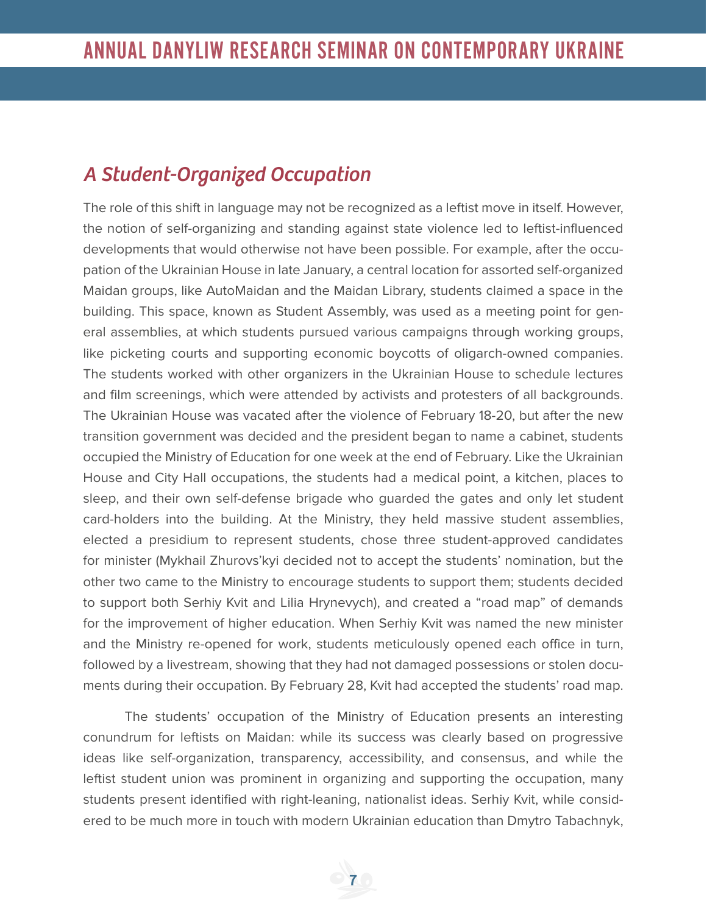## *A Student-Organized Occupation*

The role of this shift in language may not be recognized as a leftist move in itself. However, the notion of self-organizing and standing against state violence led to leftist-influenced developments that would otherwise not have been possible. For example, after the occupation of the Ukrainian House in late January, a central location for assorted self-organized Maidan groups, like AutoMaidan and the Maidan Library, students claimed a space in the building. This space, known as Student Assembly, was used as a meeting point for general assemblies, at which students pursued various campaigns through working groups, like picketing courts and supporting economic boycotts of oligarch-owned companies. The students worked with other organizers in the Ukrainian House to schedule lectures and film screenings, which were attended by activists and protesters of all backgrounds. The Ukrainian House was vacated after the violence of February 18-20, but after the new transition government was decided and the president began to name a cabinet, students occupied the Ministry of Education for one week at the end of February. Like the Ukrainian House and City Hall occupations, the students had a medical point, a kitchen, places to sleep, and their own self-defense brigade who guarded the gates and only let student card-holders into the building. At the Ministry, they held massive student assemblies, elected a presidium to represent students, chose three student-approved candidates for minister (Mykhail Zhurovs'kyi decided not to accept the students' nomination, but the other two came to the Ministry to encourage students to support them; students decided to support both Serhiy Kvit and Lilia Hrynevych), and created a "road map" of demands for the improvement of higher education. When Serhiy Kvit was named the new minister and the Ministry re-opened for work, students meticulously opened each office in turn, followed by a livestream, showing that they had not damaged possessions or stolen documents during their occupation. By February 28, Kvit had accepted the students' road map.

The students' occupation of the Ministry of Education presents an interesting conundrum for leftists on Maidan: while its success was clearly based on progressive ideas like self-organization, transparency, accessibility, and consensus, and while the leftist student union was prominent in organizing and supporting the occupation, many students present identified with right-leaning, nationalist ideas. Serhiy Kvit, while considered to be much more in touch with modern Ukrainian education than Dmytro Tabachnyk,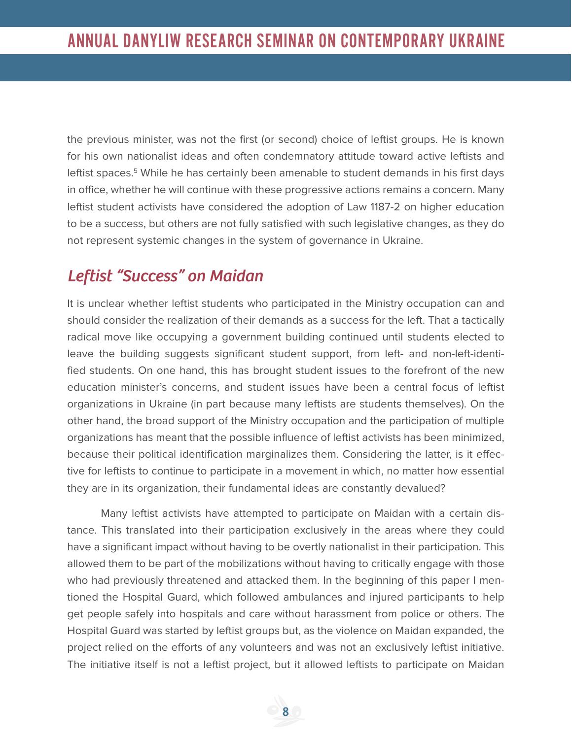the previous minister, was not the first (or second) choice of leftist groups. He is known for his own nationalist ideas and often condemnatory attitude toward active leftists and leftist spaces.[5] While he has certainly been amenable to student demands in his first days in office, whether he will continue with these progressive actions remains a concern. Many leftist student activists have considered the adoption of Law 1187-2 on higher education to be a success, but others are not fully satisfied with such legislative changes, as they do not represent systemic changes in the system of governance in Ukraine.

## *Leftist "Success" on Maidan*

It is unclear whether leftist students who participated in the Ministry occupation can and should consider the realization of their demands as a success for the left. That a tactically radical move like occupying a government building continued until students elected to leave the building suggests significant student support, from left- and non-left-identified students. On one hand, this has brought student issues to the forefront of the new education minister's concerns, and student issues have been a central focus of leftist organizations in Ukraine (in part because many leftists are students themselves). On the other hand, the broad support of the Ministry occupation and the participation of multiple organizations has meant that the possible influence of leftist activists has been minimized, because their political identification marginalizes them. Considering the latter, is it effective for leftists to continue to participate in a movement in which, no matter how essential they are in its organization, their fundamental ideas are constantly devalued?

Many leftist activists have attempted to participate on Maidan with a certain distance. This translated into their participation exclusively in the areas where they could have a significant impact without having to be overtly nationalist in their participation. This allowed them to be part of the mobilizations without having to critically engage with those who had previously threatened and attacked them. In the beginning of this paper I mentioned the Hospital Guard, which followed ambulances and injured participants to help get people safely into hospitals and care without harassment from police or others. The Hospital Guard was started by leftist groups but, as the violence on Maidan expanded, the project relied on the efforts of any volunteers and was not an exclusively leftist initiative. The initiative itself is not a leftist project, but it allowed leftists to participate on Maidan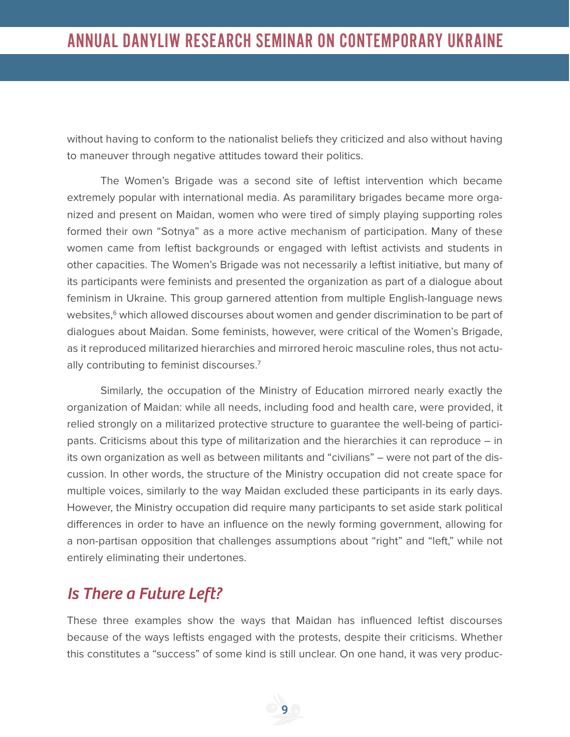without having to conform to the nationalist beliefs they criticized and also without having to maneuver through negative attitudes toward their politics.

The Women's Brigade was a second site of leftist intervention which became extremely popular with international media. As paramilitary brigades became more organized and present on Maidan, women who were tired of simply playing supporting roles formed their own "Sotnya" as a more active mechanism of participation. Many of these women came from leftist backgrounds or engaged with leftist activists and students in other capacities. The Women's Brigade was not necessarily a leftist initiative, but many of its participants were feminists and presented the organization as part of a dialogue about feminism in Ukraine. This group garnered attention from multiple English-language news websites,[6] which allowed discourses about women and gender discrimination to be part of dialogues about Maidan. Some feminists, however, were critical of the Women's Brigade, as it reproduced militarized hierarchies and mirrored heroic masculine roles, thus not actually contributing to feminist discourses.[7]

Similarly, the occupation of the Ministry of Education mirrored nearly exactly the organization of Maidan: while all needs, including food and health care, were provided, it relied strongly on a militarized protective structure to guarantee the well-being of participants. Criticisms about this type of militarization and the hierarchies it can reproduce – in its own organization as well as between militants and "civilians" – were not part of the discussion. In other words, the structure of the Ministry occupation did not create space for multiple voices, similarly to the way Maidan excluded these participants in its early days. However, the Ministry occupation did require many participants to set aside stark political differences in order to have an influence on the newly forming government, allowing for a non-partisan opposition that challenges assumptions about "right" and "left," while not entirely eliminating their undertones.

## *Is There a Future Left?*

These three examples show the ways that Maidan has influenced leftist discourses because of the ways leftists engaged with the protests, despite their criticisms. Whether this constitutes a "success" of some kind is still unclear. On one hand, it was very produc-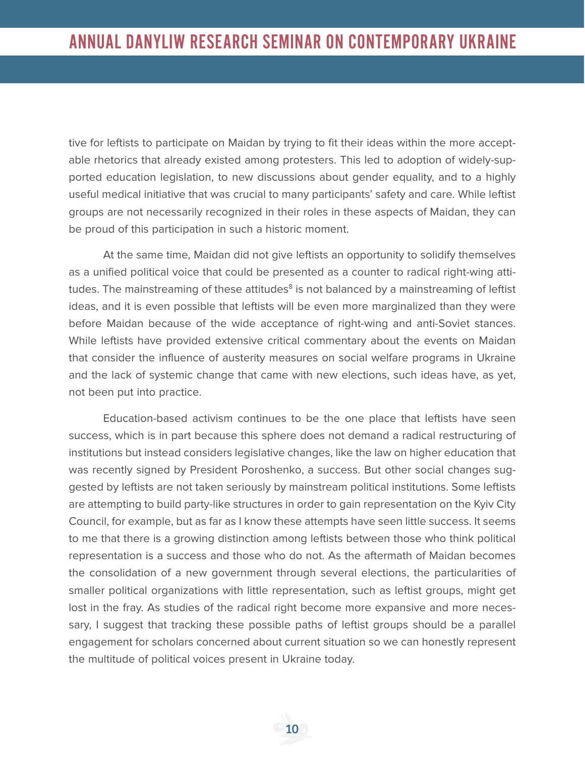tive for leftists to participate on Maidan by trying to fit their ideas within the more acceptable rhetorics that already existed among protesters. This led to adoption of widely-supported education legislation, to new discussions about gender equality, and to a highly useful medical initiative that was crucial to many participants' safety and care. While leftist groups are not necessarily recognized in their roles in these aspects of Maidan, they can be proud of this participation in such a historic moment.

At the same time, Maidan did not give leftists an opportunity to solidify themselves as a unified political voice that could be presented as a counter to radical right-wing attitudes. The mainstreaming of these attitudes[8] is not balanced by a mainstreaming of leftist ideas, and it is even possible that leftists will be even more marginalized than they were before Maidan because of the wide acceptance of right-wing and anti-Soviet stances. While leftists have provided extensive critical commentary about the events on Maidan that consider the influence of austerity measures on social welfare programs in Ukraine and the lack of systemic change that came with new elections, such ideas have, as yet, not been put into practice.

Education-based activism continues to be the one place that leftists have seen success, which is in part because this sphere does not demand a radical restructuring of institutions but instead considers legislative changes, like the law on higher education that was recently signed by President Poroshenko, a success. But other social changes suggested by leftists are not taken seriously by mainstream political institutions. Some leftists are attempting to build party-like structures in order to gain representation on the Kyiv City Council, for example, but as far as I know these attempts have seen little success. It seems to me that there is a growing distinction among leftists between those who think political representation is a success and those who do not. As the aftermath of Maidan becomes the consolidation of a new government through several elections, the particularities of smaller political organizations with little representation, such as leftist groups, might get lost in the fray. As studies of the radical right become more expansive and more necessary, I suggest that tracking these possible paths of leftist groups should be a parallel engagement for scholars concerned about current situation so we can honestly represent the multitude of political voices present in Ukraine today.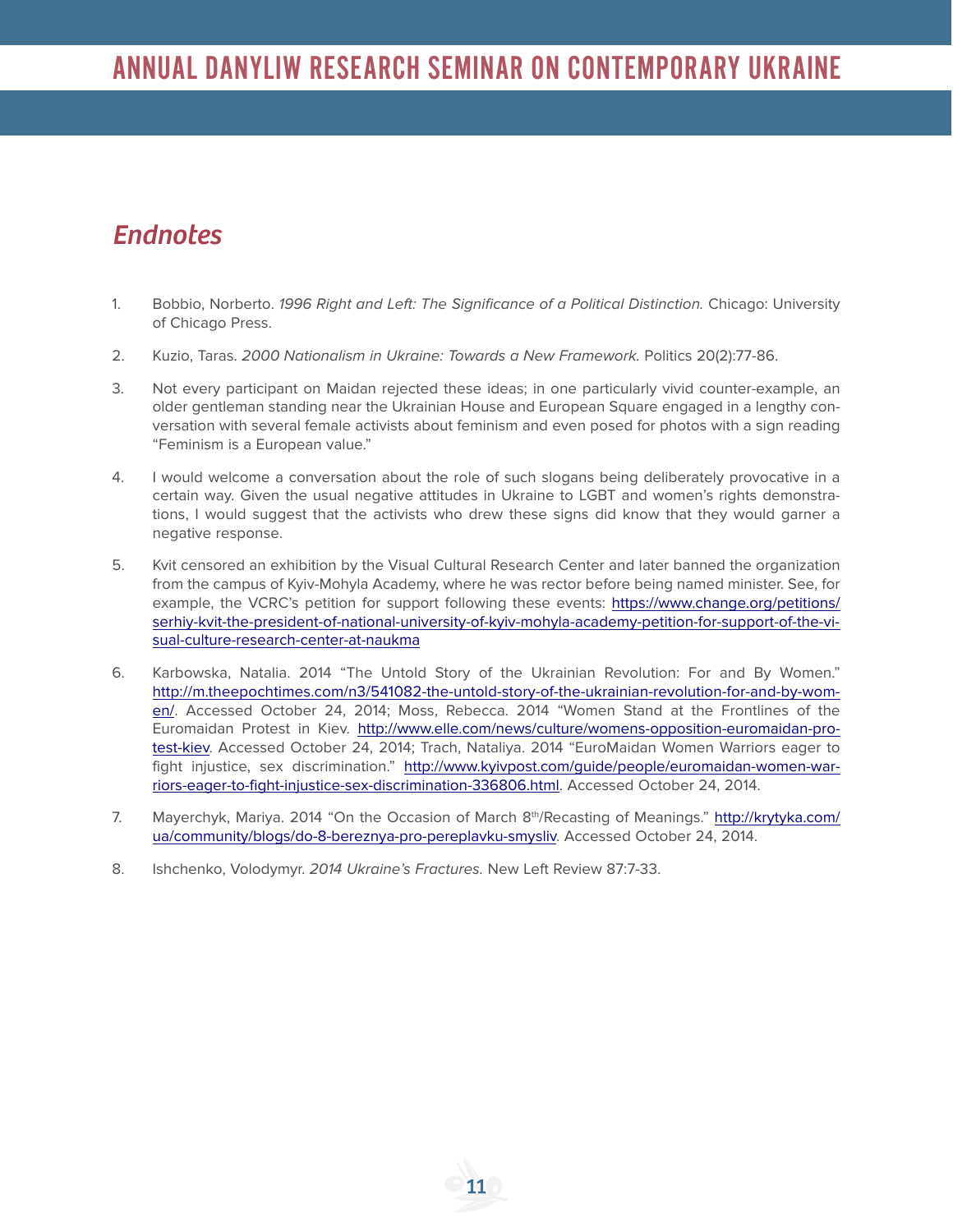## *Endnotes*

1. Bobbio, Norberto. *1996 Right and Left: The Significance of a Political Distinction.* Chicago: University of Chicago Press.

2. Kuzio, Taras. *2000 Nationalism in Ukraine: Towards a New Framework.* Politics 20(2):77-86.

3. Not every participant on Maidan rejected these ideas; in one particularly vivid counter-example, an older gentleman standing near the Ukrainian House and European Square engaged in a lengthy conversation with several female activists about feminism and even posed for photos with a sign reading "Feminism is a European value."

4. I would welcome a conversation about the role of such slogans being deliberately provocative in a certain way. Given the usual negative attitudes in Ukraine to LGBT and women's rights demonstrations, I would suggest that the activists who drew these signs did know that they would garner a negative response.

5. Kvit censored an exhibition by the Visual Cultural Research Center and later banned the organization from the campus of Kyiv-Mohyla Academy, where he was rector before being named minister. See, for example, the VCRC's petition for support following these events: https://www.change.org/petitions/serhiy-kvit-the-president-of-national-university-of-kyiv-mohyla-academy-petition-for-support-of-the-visual-culture-research-center-at-naukma

6. Karbowska, Natalia. 2014 "The Untold Story of the Ukrainian Revolution: For and By Women." http://m.theepochtimes.com/n3/541082-the-untold-story-of-the-ukrainian-revolution-for-and-by-women/. Accessed October 24, 2014; Moss, Rebecca. 2014 "Women Stand at the Frontlines of the Euromaidan Protest in Kiev. http://www.elle.com/news/culture/womens-opposition-euromaidan-protest-kiev. Accessed October 24, 2014; Trach, Nataliya. 2014 "EuroMaidan Women Warriors eager to fight injustice, sex discrimination." http://www.kyivpost.com/guide/people/euromaidan-women-warriors-eager-to-fight-injustice-sex-discrimination-336806.html. Accessed October 24, 2014.

7. Mayerchyk, Mariya. 2014 "On the Occasion of March 8th/Recasting of Meanings." http://krytyka.com/ua/community/blogs/do-8-bereznya-pro-pereplavku-smysliv. Accessed October 24, 2014.

8. Ishchenko, Volodymyr. *2014 Ukraine's Fractures.* New Left Review 87:7-33.